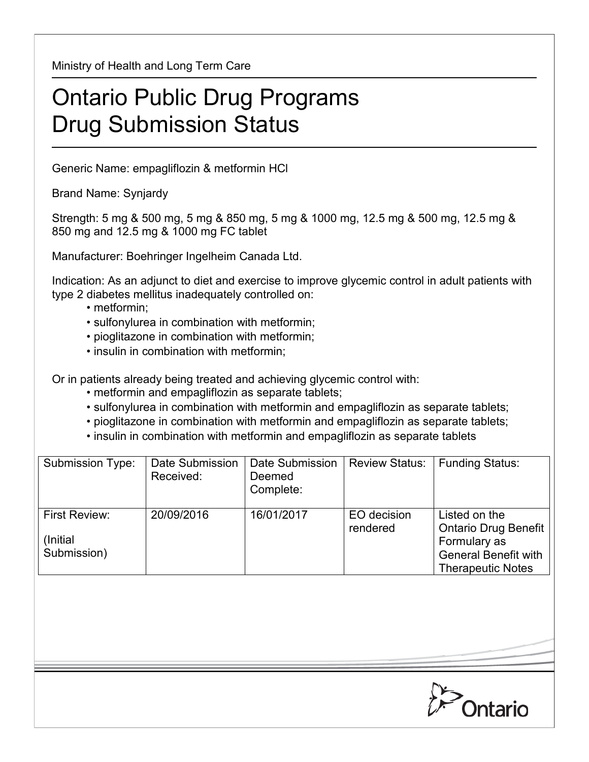Ministry of Health and Long Term Care

# Ontario Public Drug Programs
# Drug Submission Status

Generic Name: empagliflozin & metformin HCl

Brand Name: Synjardy

Strength: 5 mg & 500 mg, 5 mg & 850 mg, 5 mg & 1000 mg, 12.5 mg & 500 mg, 12.5 mg & 850 mg and 12.5 mg & 1000 mg FC tablet

Manufacturer: Boehringer Ingelheim Canada Ltd.

Indication: As an adjunct to diet and exercise to improve glycemic control in adult patients with type 2 diabetes mellitus inadequately controlled on:

- metformin;
- sulfonylurea in combination with metformin;
- pioglitazone in combination with metformin;
- insulin in combination with metformin;

Or in patients already being treated and achieving glycemic control with:

- metformin and empagliflozin as separate tablets;
- sulfonylurea in combination with metformin and empagliflozin as separate tablets;
- pioglitazone in combination with metformin and empagliflozin as separate tablets;
- insulin in combination with metformin and empagliflozin as separate tablets

| Submission Type: | Date Submission Received: | Date Submission Deemed Complete: | Review Status: | Funding Status: |
|---|---|---|---|---|
| First Review: (Initial Submission) | 20/09/2016 | 16/01/2017 | EO decision rendered | Listed on the Ontario Drug Benefit Formulary as General Benefit with Therapeutic Notes |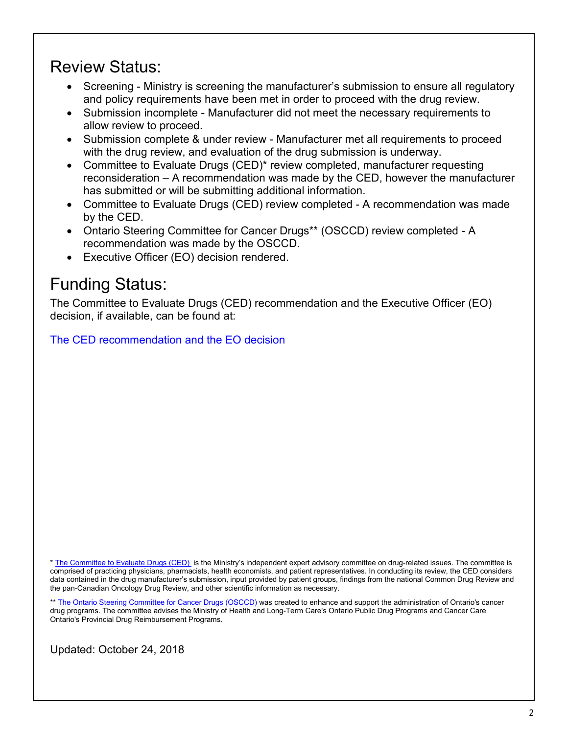## Review Status:

- Screening - Ministry is screening the manufacturer's submission to ensure all regulatory and policy requirements have been met in order to proceed with the drug review.
- Submission incomplete - Manufacturer did not meet the necessary requirements to allow review to proceed.
- Submission complete & under review - Manufacturer met all requirements to proceed with the drug review, and evaluation of the drug submission is underway.
- Committee to Evaluate Drugs (CED)* review completed, manufacturer requesting reconsideration – A recommendation was made by the CED, however the manufacturer has submitted or will be submitting additional information.
- Committee to Evaluate Drugs (CED) review completed - A recommendation was made by the CED.
- Ontario Steering Committee for Cancer Drugs** (OSCCD) review completed - A recommendation was made by the OSCCD.
- Executive Officer (EO) decision rendered.

## Funding Status:

The Committee to Evaluate Drugs (CED) recommendation and the Executive Officer (EO) decision, if available, can be found at:

The CED recommendation and the EO decision

* The Committee to Evaluate Drugs (CED) is the Ministry's independent expert advisory committee on drug-related issues. The committee is comprised of practicing physicians, pharmacists, health economists, and patient representatives. In conducting its review, the CED considers data contained in the drug manufacturer's submission, input provided by patient groups, findings from the national Common Drug Review and the pan-Canadian Oncology Drug Review, and other scientific information as necessary.

** The Ontario Steering Committee for Cancer Drugs (OSCCD) was created to enhance and support the administration of Ontario's cancer drug programs. The committee advises the Ministry of Health and Long-Term Care's Ontario Public Drug Programs and Cancer Care Ontario's Provincial Drug Reimbursement Programs.

Updated: October 24, 2018